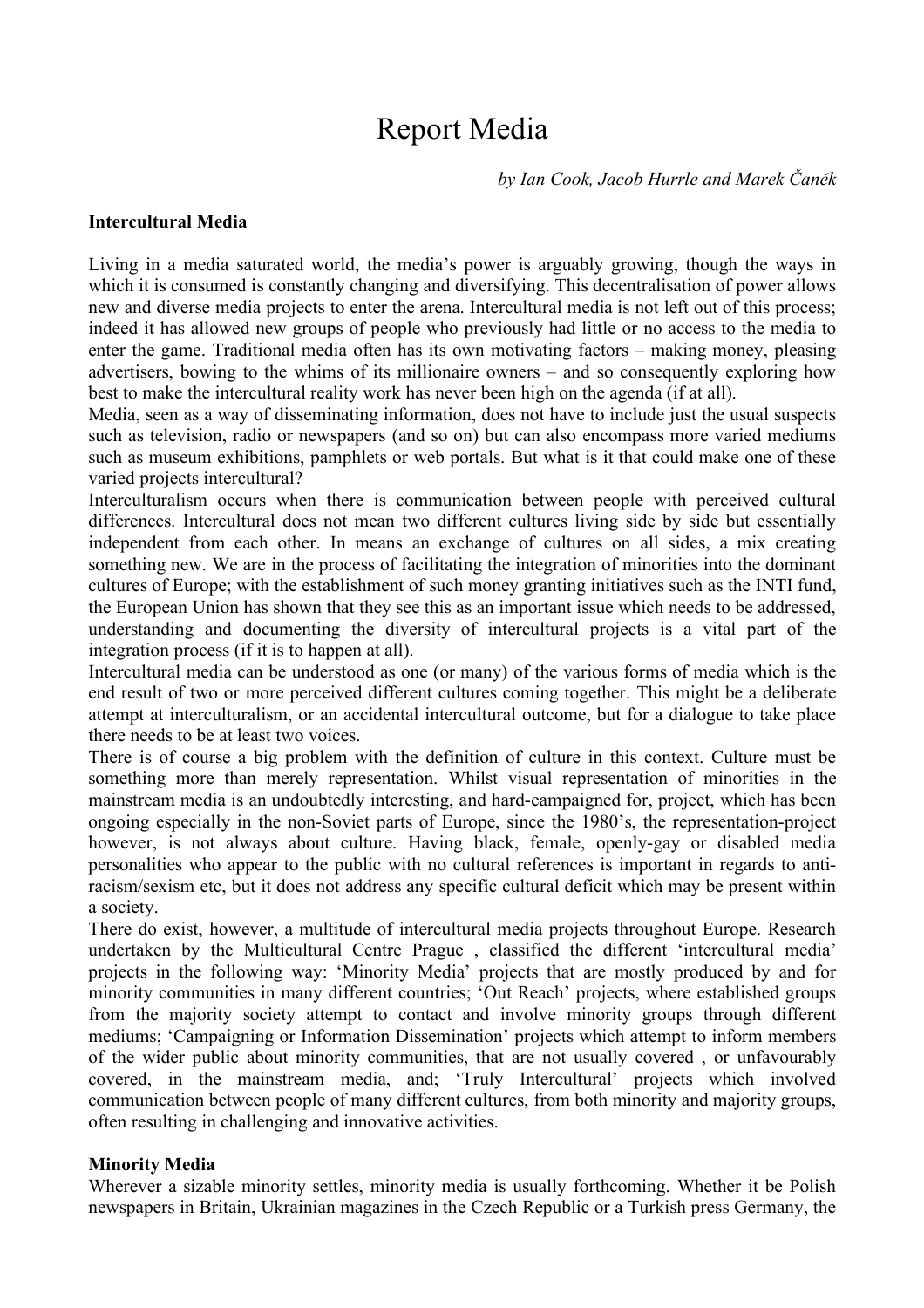# Report Media

*by Ian Cook, Jacob Hurrle and Marek Čaněk*

**Intercultural Media**

Living in a media saturated world, the media's power is arguably growing, though the ways in which it is consumed is constantly changing and diversifying. This decentralisation of power allows new and diverse media projects to enter the arena. Intercultural media is not left out of this process; indeed it has allowed new groups of people who previously had little or no access to the media to enter the game. Traditional media often has its own motivating factors – making money, pleasing advertisers, bowing to the whims of its millionaire owners – and so consequently exploring how best to make the intercultural reality work has never been high on the agenda (if at all).

Media, seen as a way of disseminating information, does not have to include just the usual suspects such as television, radio or newspapers (and so on) but can also encompass more varied mediums such as museum exhibitions, pamphlets or web portals. But what is it that could make one of these varied projects intercultural?

Interculturalism occurs when there is communication between people with perceived cultural differences. Intercultural does not mean two different cultures living side by side but essentially independent from each other. In means an exchange of cultures on all sides, a mix creating something new. We are in the process of facilitating the integration of minorities into the dominant cultures of Europe; with the establishment of such money granting initiatives such as the INTI fund, the European Union has shown that they see this as an important issue which needs to be addressed, understanding and documenting the diversity of intercultural projects is a vital part of the integration process (if it is to happen at all).

Intercultural media can be understood as one (or many) of the various forms of media which is the end result of two or more perceived different cultures coming together. This might be a deliberate attempt at interculturalism, or an accidental intercultural outcome, but for a dialogue to take place there needs to be at least two voices.

There is of course a big problem with the definition of culture in this context. Culture must be something more than merely representation. Whilst visual representation of minorities in the mainstream media is an undoubtedly interesting, and hard-campaigned for, project, which has been ongoing especially in the non-Soviet parts of Europe, since the 1980's, the representation-project however, is not always about culture. Having black, female, openly-gay or disabled media personalities who appear to the public with no cultural references is important in regards to anti-racism/sexism etc, but it does not address any specific cultural deficit which may be present within a society.

There do exist, however, a multitude of intercultural media projects throughout Europe. Research undertaken by the Multicultural Centre Prague , classified the different 'intercultural media' projects in the following way: 'Minority Media' projects that are mostly produced by and for minority communities in many different countries; 'Out Reach' projects, where established groups from the majority society attempt to contact and involve minority groups through different mediums; 'Campaigning or Information Dissemination' projects which attempt to inform members of the wider public about minority communities, that are not usually covered , or unfavourably covered, in the mainstream media, and; 'Truly Intercultural' projects which involved communication between people of many different cultures, from both minority and majority groups, often resulting in challenging and innovative activities.

**Minority Media**

Wherever a sizable minority settles, minority media is usually forthcoming. Whether it be Polish newspapers in Britain, Ukrainian magazines in the Czech Republic or a Turkish press Germany, the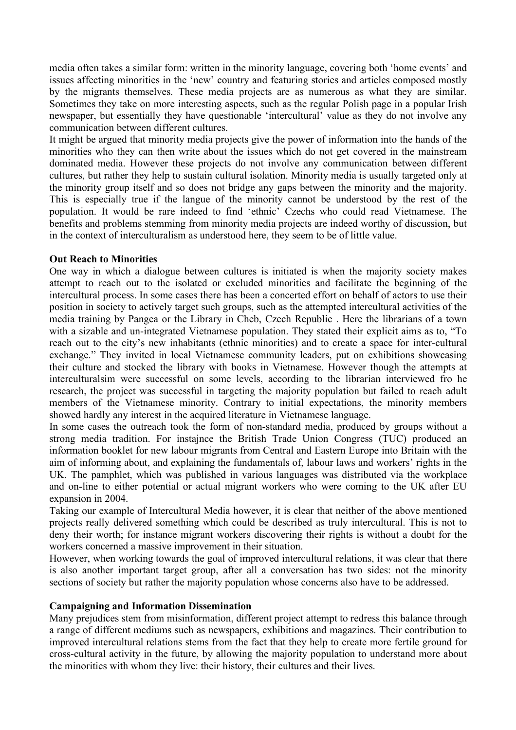media often takes a similar form: written in the minority language, covering both 'home events' and issues affecting minorities in the 'new' country and featuring stories and articles composed mostly by the migrants themselves. These media projects are as numerous as what they are similar. Sometimes they take on more interesting aspects, such as the regular Polish page in a popular Irish newspaper, but essentially they have questionable 'intercultural' value as they do not involve any communication between different cultures.

It might be argued that minority media projects give the power of information into the hands of the minorities who they can then write about the issues which do not get covered in the mainstream dominated media. However these projects do not involve any communication between different cultures, but rather they help to sustain cultural isolation. Minority media is usually targeted only at the minority group itself and so does not bridge any gaps between the minority and the majority. This is especially true if the langue of the minority cannot be understood by the rest of the population. It would be rare indeed to find 'ethnic' Czechs who could read Vietnamese. The benefits and problems stemming from minority media projects are indeed worthy of discussion, but in the context of interculturalism as understood here, they seem to be of little value.

**Out Reach to Minorities**

One way in which a dialogue between cultures is initiated is when the majority society makes attempt to reach out to the isolated or excluded minorities and facilitate the beginning of the intercultural process. In some cases there has been a concerted effort on behalf of actors to use their position in society to actively target such groups, such as the attempted intercultural activities of the media training by Pangea or the Library in Cheb, Czech Republic . Here the librarians of a town with a sizable and un-integrated Vietnamese population. They stated their explicit aims as to, "To reach out to the city's new inhabitants (ethnic minorities) and to create a space for inter-cultural exchange." They invited in local Vietnamese community leaders, put on exhibitions showcasing their culture and stocked the library with books in Vietnamese. However though the attempts at interculturalsim were successful on some levels, according to the librarian interviewed fro he research, the project was successful in targeting the majority population but failed to reach adult members of the Vietnamese minority. Contrary to initial expectations, the minority members showed hardly any interest in the acquired literature in Vietnamese language.

In some cases the outreach took the form of non-standard media, produced by groups without a strong media tradition. For instajnce the British Trade Union Congress (TUC) produced an information booklet for new labour migrants from Central and Eastern Europe into Britain with the aim of informing about, and explaining the fundamentals of, labour laws and workers' rights in the UK. The pamphlet, which was published in various languages was distributed via the workplace and on-line to either potential or actual migrant workers who were coming to the UK after EU expansion in 2004.

Taking our example of Intercultural Media however, it is clear that neither of the above mentioned projects really delivered something which could be described as truly intercultural. This is not to deny their worth; for instance migrant workers discovering their rights is without a doubt for the workers concerned a massive improvement in their situation.

However, when working towards the goal of improved intercultural relations, it was clear that there is also another important target group, after all a conversation has two sides: not the minority sections of society but rather the majority population whose concerns also have to be addressed.

**Campaigning and Information Dissemination**

Many prejudices stem from misinformation, different project attempt to redress this balance through a range of different mediums such as newspapers, exhibitions and magazines. Their contribution to improved intercultural relations stems from the fact that they help to create more fertile ground for cross-cultural activity in the future, by allowing the majority population to understand more about the minorities with whom they live: their history, their cultures and their lives.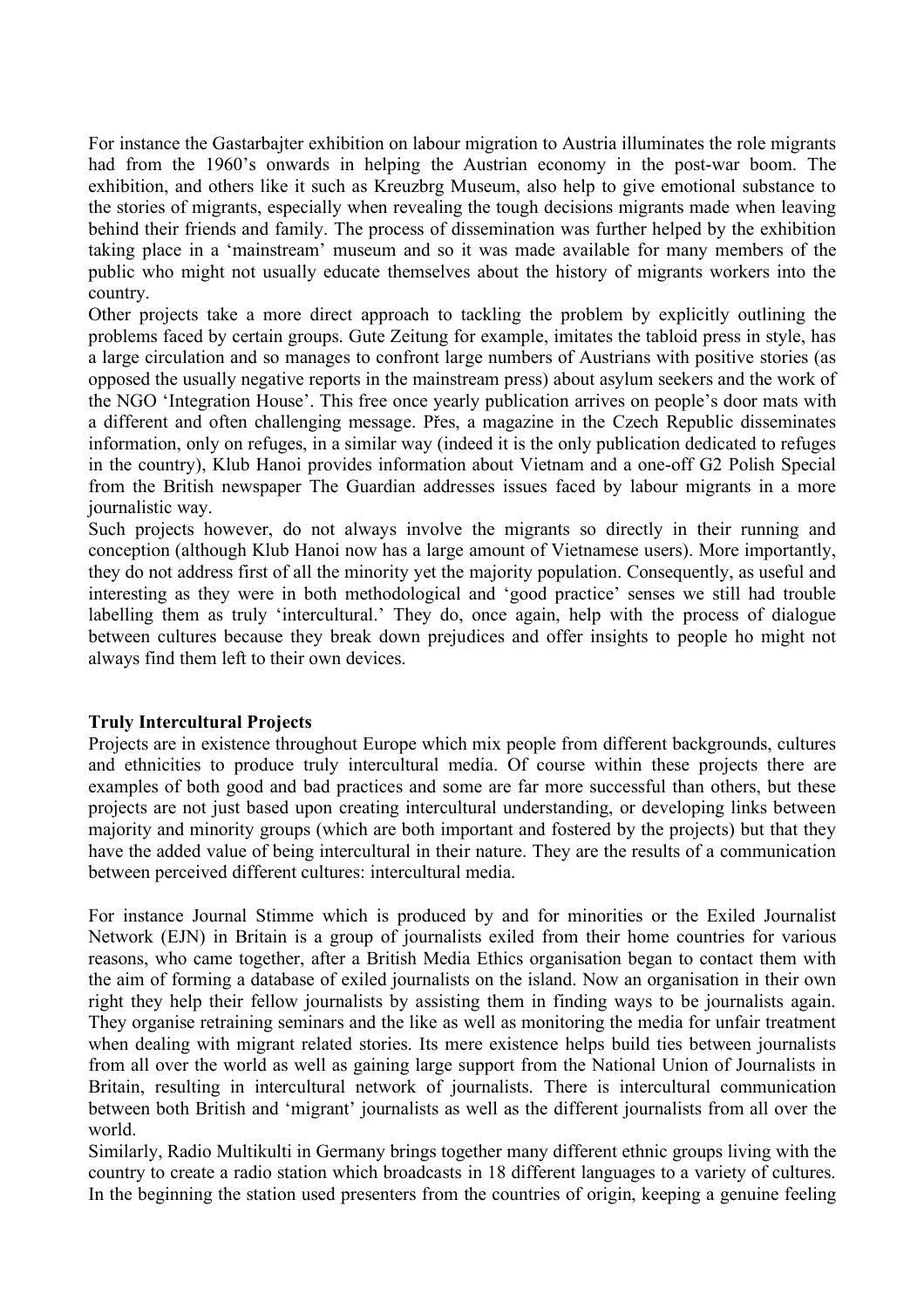For instance the Gastarbajter exhibition on labour migration to Austria illuminates the role migrants had from the 1960's onwards in helping the Austrian economy in the post-war boom. The exhibition, and others like it such as Kreuzbrg Museum, also help to give emotional substance to the stories of migrants, especially when revealing the tough decisions migrants made when leaving behind their friends and family. The process of dissemination was further helped by the exhibition taking place in a 'mainstream' museum and so it was made available for many members of the public who might not usually educate themselves about the history of migrants workers into the country.

Other projects take a more direct approach to tackling the problem by explicitly outlining the problems faced by certain groups. Gute Zeitung for example, imitates the tabloid press in style, has a large circulation and so manages to confront large numbers of Austrians with positive stories (as opposed the usually negative reports in the mainstream press) about asylum seekers and the work of the NGO 'Integration House'. This free once yearly publication arrives on people's door mats with a different and often challenging message. Přes, a magazine in the Czech Republic disseminates information, only on refuges, in a similar way (indeed it is the only publication dedicated to refugees in the country), Klub Hanoi provides information about Vietnam and a one-off G2 Polish Special from the British newspaper The Guardian addresses issues faced by labour migrants in a more journalistic way.

Such projects however, do not always involve the migrants so directly in their running and conception (although Klub Hanoi now has a large amount of Vietnamese users). More importantly, they do not address first of all the minority yet the majority population. Consequently, as useful and interesting as they were in both methodological and 'good practice' senses we still had trouble labelling them as truly 'intercultural.' They do, once again, help with the process of dialogue between cultures because they break down prejudices and offer insights to people ho might not always find them left to their own devices.

**Truly Intercultural Projects**

Projects are in existence throughout Europe which mix people from different backgrounds, cultures and ethnicities to produce truly intercultural media. Of course within these projects there are examples of both good and bad practices and some are far more successful than others, but these projects are not just based upon creating intercultural understanding, or developing links between majority and minority groups (which are both important and fostered by the projects) but that they have the added value of being intercultural in their nature. They are the results of a communication between perceived different cultures: intercultural media.

For instance Journal Stimme which is produced by and for minorities or the Exiled Journalist Network (EJN) in Britain is a group of journalists exiled from their home countries for various reasons, who came together, after a British Media Ethics organisation began to contact them with the aim of forming a database of exiled journalists on the island. Now an organisation in their own right they help their fellow journalists by assisting them in finding ways to be journalists again. They organise retraining seminars and the like as well as monitoring the media for unfair treatment when dealing with migrant related stories. Its mere existence helps build ties between journalists from all over the world as well as gaining large support from the National Union of Journalists in Britain, resulting in intercultural network of journalists. There is intercultural communication between both British and 'migrant' journalists as well as the different journalists from all over the world.

Similarly, Radio Multikulti in Germany brings together many different ethnic groups living with the country to create a radio station which broadcasts in 18 different languages to a variety of cultures. In the beginning the station used presenters from the countries of origin, keeping a genuine feeling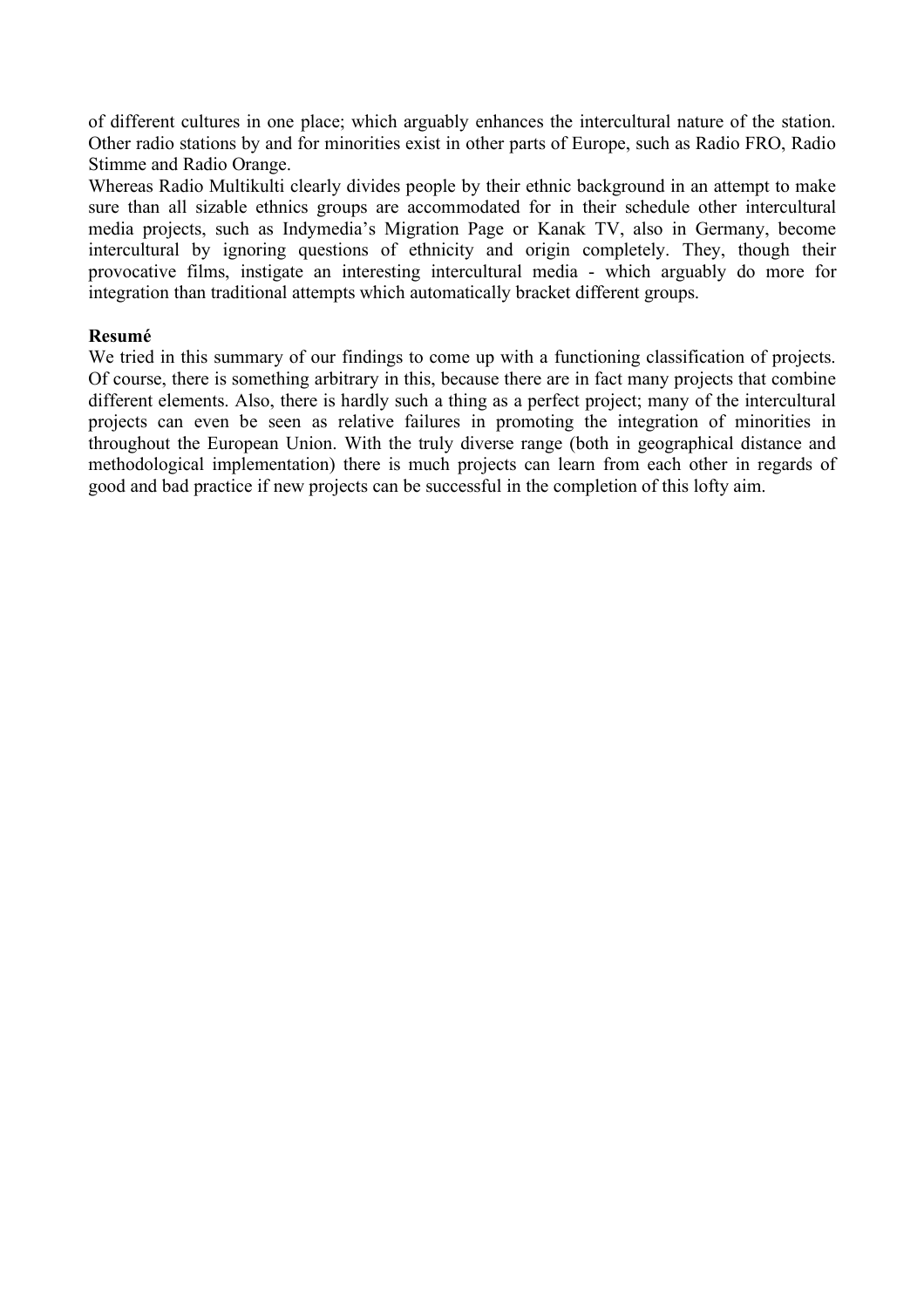of different cultures in one place; which arguably enhances the intercultural nature of the station. Other radio stations by and for minorities exist in other parts of Europe, such as Radio FRO, Radio Stimme and Radio Orange.

Whereas Radio Multikulti clearly divides people by their ethnic background in an attempt to make sure than all sizable ethnics groups are accommodated for in their schedule other intercultural media projects, such as Indymedia's Migration Page or Kanak TV, also in Germany, become intercultural by ignoring questions of ethnicity and origin completely. They, though their provocative films, instigate an interesting intercultural media - which arguably do more for integration than traditional attempts which automatically bracket different groups.

**Resumé**

We tried in this summary of our findings to come up with a functioning classification of projects. Of course, there is something arbitrary in this, because there are in fact many projects that combine different elements. Also, there is hardly such a thing as a perfect project; many of the intercultural projects can even be seen as relative failures in promoting the integration of minorities in throughout the European Union. With the truly diverse range (both in geographical distance and methodological implementation) there is much projects can learn from each other in regards of good and bad practice if new projects can be successful in the completion of this lofty aim.